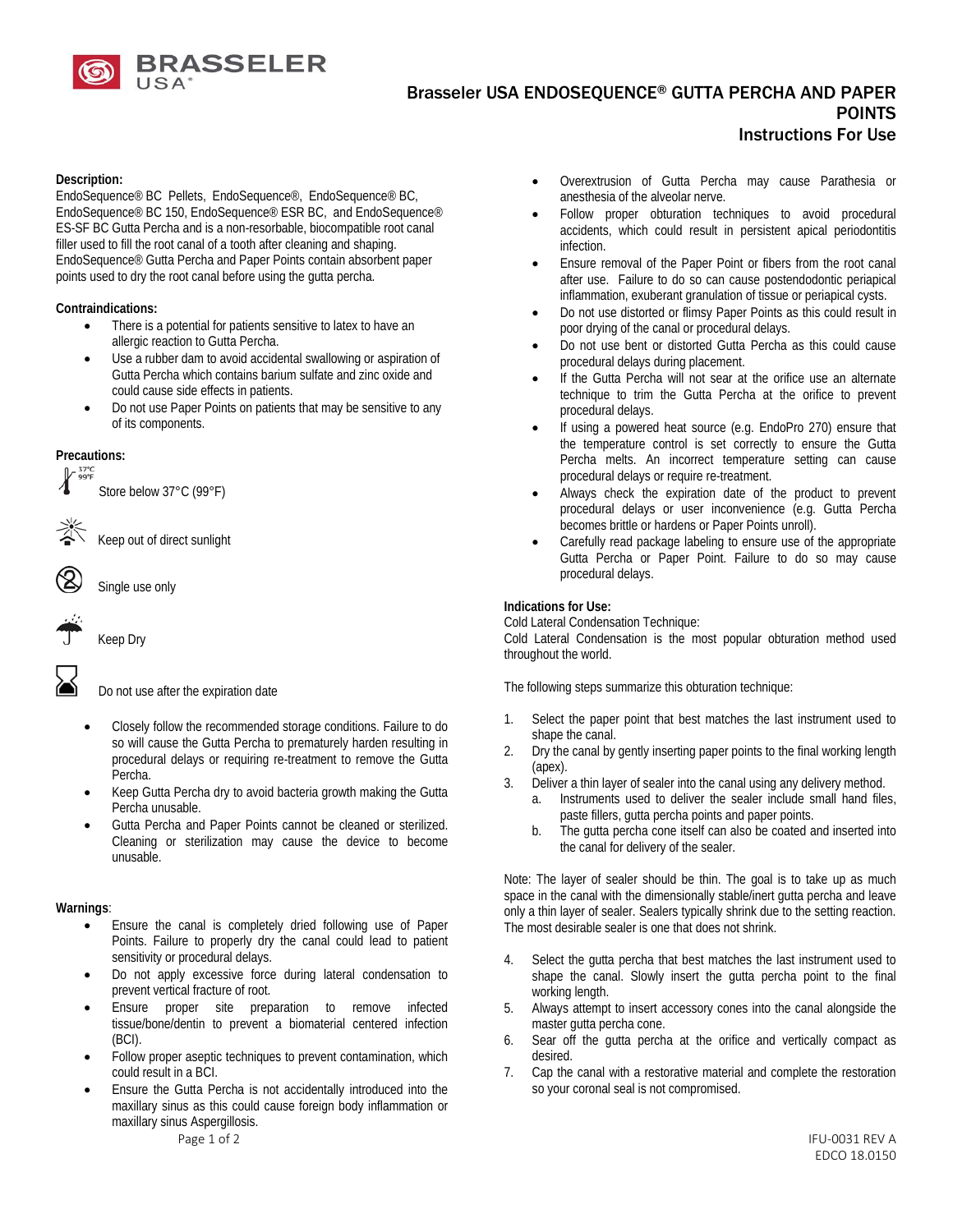BRASSELER USA®

# Brasseler USA ENDOSEQUENCE® GUTTA PERCHA AND PAPER POINTS Instructions For Use

**Description:**
EndoSequence® BC Pellets, EndoSequence®, EndoSequence® BC, EndoSequence® BC 150, EndoSequence® ESR BC, and EndoSequence® ES-SF BC Gutta Percha and is a non-resorbable, biocompatible root canal filler used to fill the root canal of a tooth after cleaning and shaping. EndoSequence® Gutta Percha and Paper Points contain absorbent paper points used to dry the root canal before using the gutta percha.

**Contraindications:**

- There is a potential for patients sensitive to latex to have an allergic reaction to Gutta Percha.
- Use a rubber dam to avoid accidental swallowing or aspiration of Gutta Percha which contains barium sulfate and zinc oxide and could cause side effects in patients.
- Do not use Paper Points on patients that may be sensitive to any of its components.

**Precautions:**

Store below 37°C (99°F)

Keep out of direct sunlight

Single use only

Keep Dry

Do not use after the expiration date

- Closely follow the recommended storage conditions. Failure to do so will cause the Gutta Percha to prematurely harden resulting in procedural delays or requiring re-treatment to remove the Gutta Percha.
- Keep Gutta Percha dry to avoid bacteria growth making the Gutta Percha unusable.
- Gutta Percha and Paper Points cannot be cleaned or sterilized. Cleaning or sterilization may cause the device to become unusable.

**Warnings**:

- Ensure the canal is completely dried following use of Paper Points. Failure to properly dry the canal could lead to patient sensitivity or procedural delays.
- Do not apply excessive force during lateral condensation to prevent vertical fracture of root.
- Ensure proper site preparation to remove infected tissue/bone/dentin to prevent a biomaterial centered infection (BCI).
- Follow proper aseptic techniques to prevent contamination, which could result in a BCI.
- Ensure the Gutta Percha is not accidentally introduced into the maxillary sinus as this could cause foreign body inflammation or maxillary sinus Aspergillosis.
- Overextrusion of Gutta Percha may cause Parathesia or anesthesia of the alveolar nerve.
- Follow proper obturation techniques to avoid procedural accidents, which could result in persistent apical periodontitis infection.
- Ensure removal of the Paper Point or fibers from the root canal after use. Failure to do so can cause postendodontic periapical inflammation, exuberant granulation of tissue or periapical cysts.
- Do not use distorted or flimsy Paper Points as this could result in poor drying of the canal or procedural delays.
- Do not use bent or distorted Gutta Percha as this could cause procedural delays during placement.
- If the Gutta Percha will not sear at the orifice use an alternate technique to trim the Gutta Percha at the orifice to prevent procedural delays.
- If using a powered heat source (e.g. EndoPro 270) ensure that the temperature control is set correctly to ensure the Gutta Percha melts. An incorrect temperature setting can cause procedural delays or require re-treatment.
- Always check the expiration date of the product to prevent procedural delays or user inconvenience (e.g. Gutta Percha becomes brittle or hardens or Paper Points unroll).
- Carefully read package labeling to ensure use of the appropriate Gutta Percha or Paper Point. Failure to do so may cause procedural delays.

**Indications for Use:**
Cold Lateral Condensation Technique:
Cold Lateral Condensation is the most popular obturation method used throughout the world.

The following steps summarize this obturation technique:

1. Select the paper point that best matches the last instrument used to shape the canal.
2. Dry the canal by gently inserting paper points to the final working length (apex).
3. Deliver a thin layer of sealer into the canal using any delivery method.
   a. Instruments used to deliver the sealer include small hand files, paste fillers, gutta percha points and paper points.
   b. The gutta percha cone itself can also be coated and inserted into the canal for delivery of the sealer.

Note: The layer of sealer should be thin. The goal is to take up as much space in the canal with the dimensionally stable/inert gutta percha and leave only a thin layer of sealer. Sealers typically shrink due to the setting reaction. The most desirable sealer is one that does not shrink.

4. Select the gutta percha that best matches the last instrument used to shape the canal. Slowly insert the gutta percha point to the final working length.
5. Always attempt to insert accessory cones into the canal alongside the master gutta percha cone.
6. Sear off the gutta percha at the orifice and vertically compact as desired.
7. Cap the canal with a restorative material and complete the restoration so your coronal seal is not compromised.

IFU-0031 REV A
EDCO 18.0150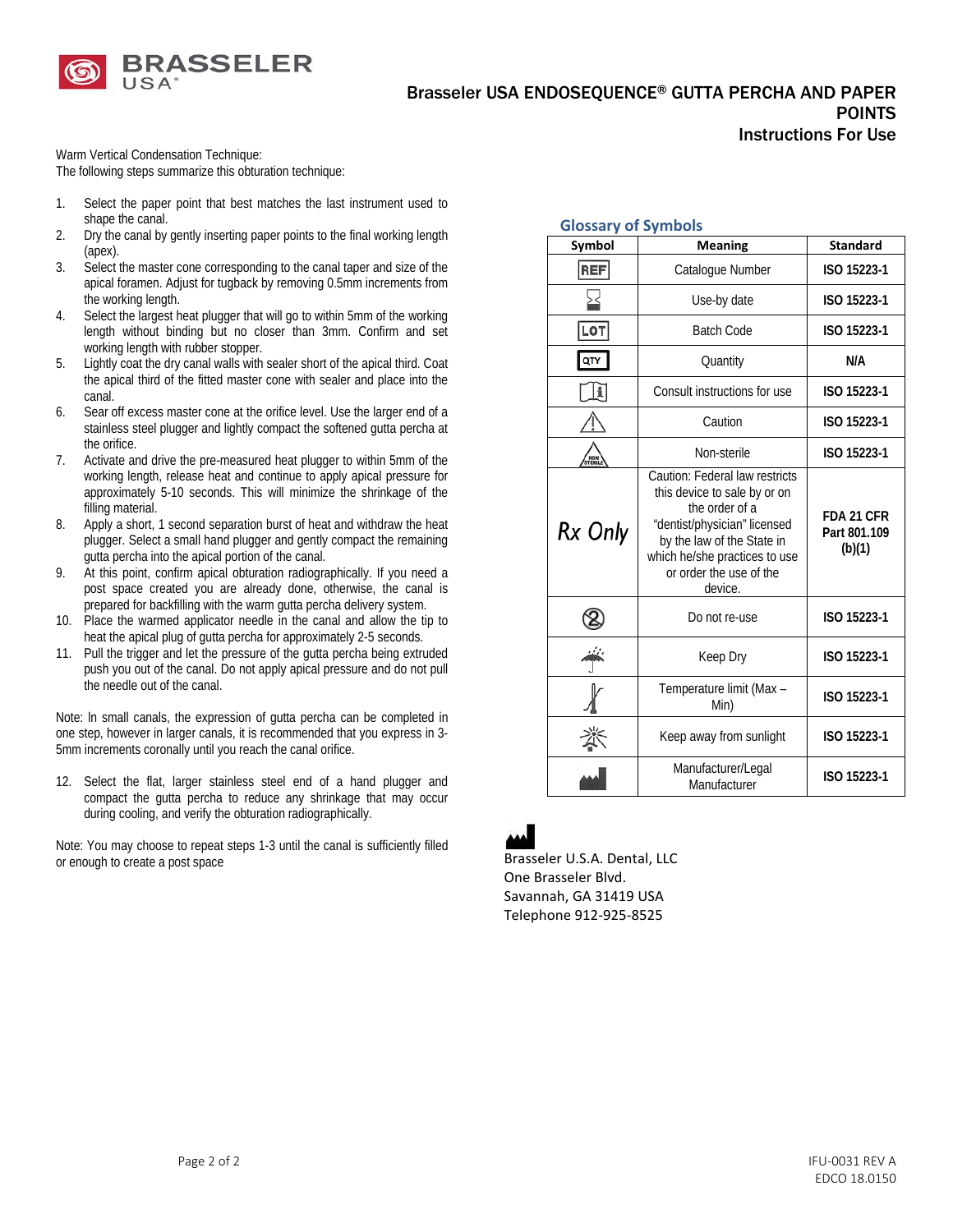# Brasseler USA ENDOSEQUENCE® GUTTA PERCHA AND PAPER POINTS

## Instructions For Use

Warm Vertical Condensation Technique:
The following steps summarize this obturation technique:

1. Select the paper point that best matches the last instrument used to shape the canal.
2. Dry the canal by gently inserting paper points to the final working length (apex).
3. Select the master cone corresponding to the canal taper and size of the apical foramen. Adjust for tugback by removing 0.5mm increments from the working length.
4. Select the largest heat plugger that will go to within 5mm of the working length without binding but no closer than 3mm. Confirm and set working length with rubber stopper.
5. Lightly coat the dry canal walls with sealer short of the apical third. Coat the apical third of the fitted master cone with sealer and place into the canal.
6. Sear off excess master cone at the orifice level. Use the larger end of a stainless steel plugger and lightly compact the softened gutta percha at the orifice.
7. Activate and drive the pre-measured heat plugger to within 5mm of the working length, release heat and continue to apply apical pressure for approximately 5-10 seconds. This will minimize the shrinkage of the filling material.
8. Apply a short, 1 second separation burst of heat and withdraw the heat plugger. Select a small hand plugger and gently compact the remaining gutta percha into the apical portion of the canal.
9. At this point, confirm apical obturation radiographically. If you need a post space created you are already done, otherwise, the canal is prepared for backfilling with the warm gutta percha delivery system.
10. Place the warmed applicator needle in the canal and allow the tip to heat the apical plug of gutta percha for approximately 2-5 seconds.
11. Pull the trigger and let the pressure of the gutta percha being extruded push you out of the canal. Do not apply apical pressure and do not pull the needle out of the canal.

Note: In small canals, the expression of gutta percha can be completed in one step, however in larger canals, it is recommended that you express in 3-5mm increments coronally until you reach the canal orifice.

12. Select the flat, larger stainless steel end of a hand plugger and compact the gutta percha to reduce any shrinkage that may occur during cooling, and verify the obturation radiographically.

Note: You may choose to repeat steps 1-3 until the canal is sufficiently filled or enough to create a post space

### Glossary of Symbols

| Symbol | Meaning | Standard |
|---|---|---|
| REF | Catalogue Number | ISO 15223-1 |
| | Use-by date | ISO 15223-1 |
| LOT | Batch Code | ISO 15223-1 |
| QTY | Quantity | N/A |
| | Consult instructions for use | ISO 15223-1 |
| | Caution | ISO 15223-1 |
| NON STERILE | Non-sterile | ISO 15223-1 |
| Rx Only | Caution: Federal law restricts this device to sale by or on the order of a "dentist/physician" licensed by the law of the State in which he/she practices to use or order the use of the device. | FDA 21 CFR Part 801.109 (b)(1) |
| | Do not re-use | ISO 15223-1 |
| | Keep Dry | ISO 15223-1 |
| | Temperature limit (Max – Min) | ISO 15223-1 |
| | Keep away from sunlight | ISO 15223-1 |
| | Manufacturer/Legal Manufacturer | ISO 15223-1 |

Brasseler U.S.A. Dental, LLC
One Brasseler Blvd.
Savannah, GA 31419 USA
Telephone 912-925-8525

IFU-0031 REV A
EDCO 18.0150